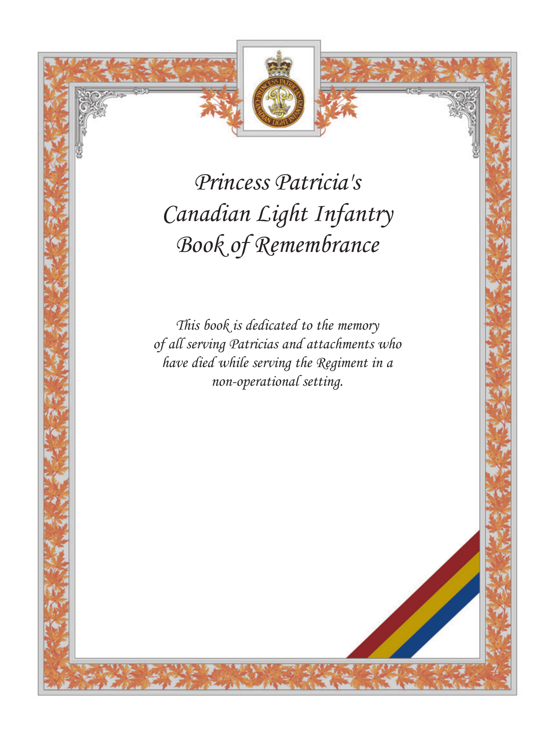# Princess Patricia's Canadian Light Infantry Book of Remembrance

*This book is dedicated to the memory of all serving Patricias and attachments who have died while serving the Regiment in a non-operational setting.*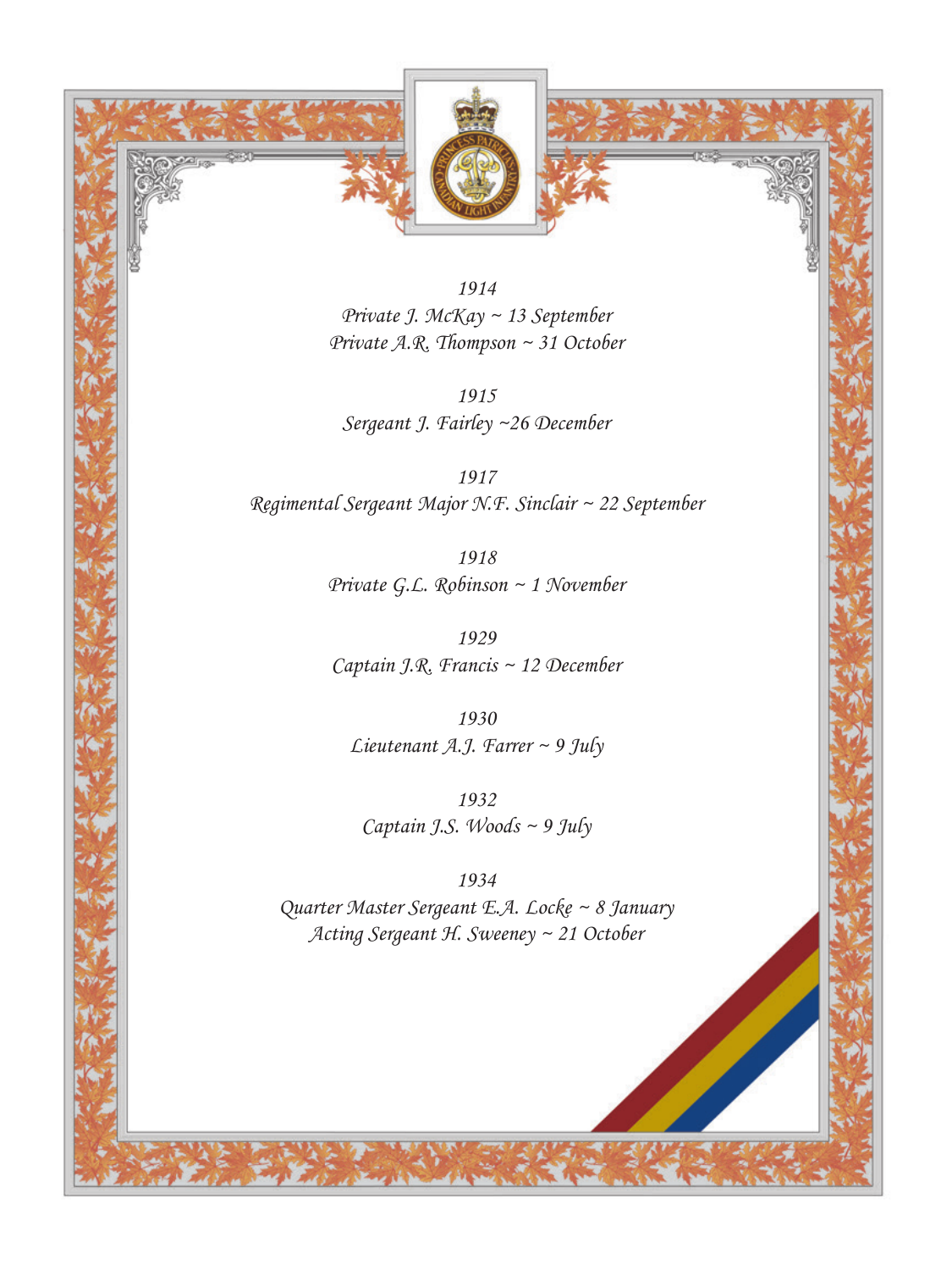*1914*
*Private J. McKay ~ 13 September*
*Private A.R. Thompson ~ 31 October*

*1915*
*Sergeant J. Fairley ~26 December*

*1917*
*Regimental Sergeant Major N.F. Sinclair ~ 22 September*

*1918*
*Private G.L. Robinson ~ 1 November*

*1929*
*Captain J.R. Francis ~ 12 December*

*1930*
*Lieutenant A.J. Farrer ~ 9 July*

*1932*
*Captain J.S. Woods ~ 9 July*

*1934*
*Quarter Master Sergeant E.A. Locke ~ 8 January*
*Acting Sergeant H. Sweeney ~ 21 October*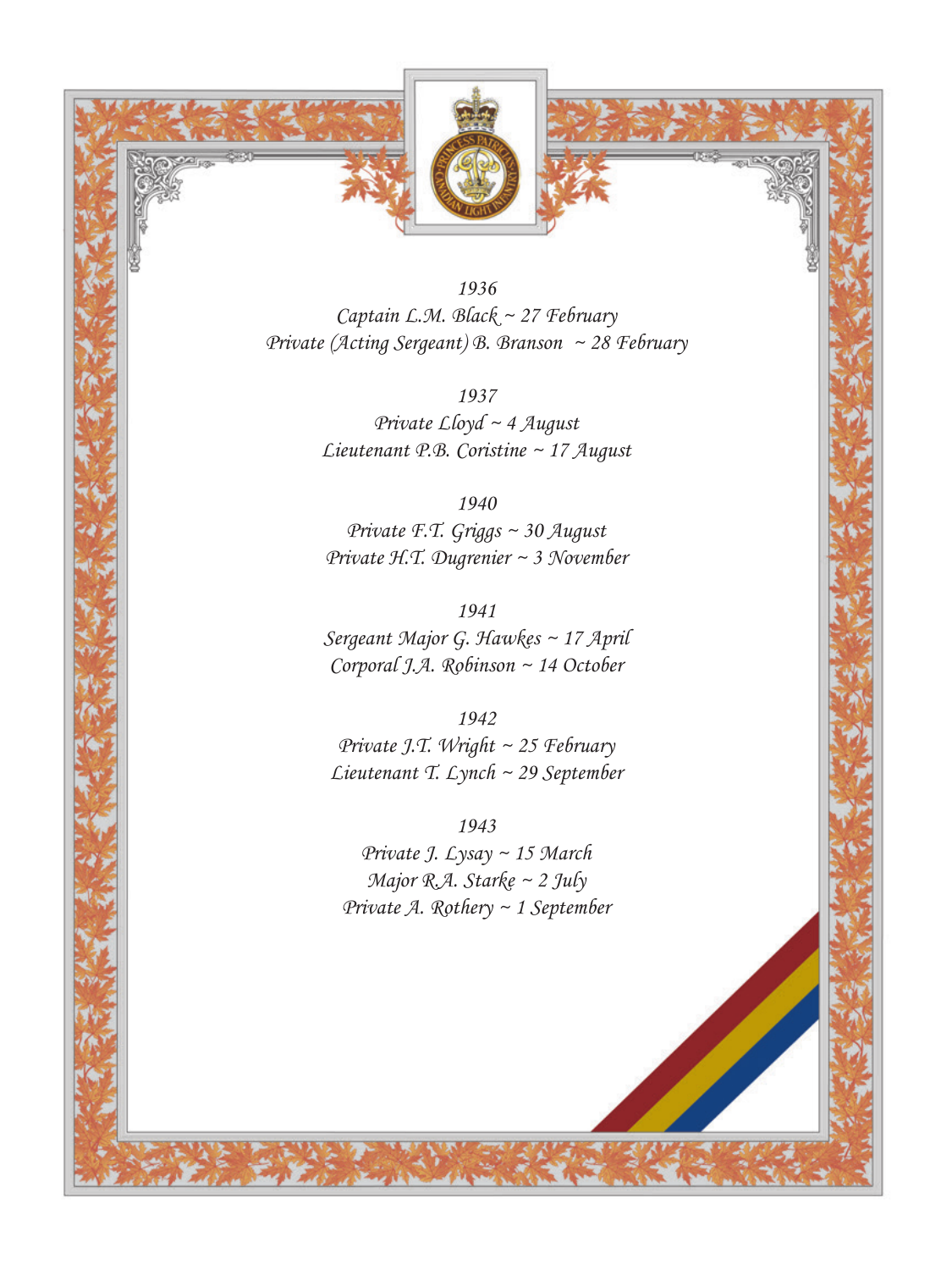*1936*
*Captain L.M. Black ~ 27 February*
*Private (Acting Sergeant) B. Branson ~ 28 February*

*1937*
*Private Lloyd ~ 4 August*
*Lieutenant P.B. Coristine ~ 17 August*

*1940*
*Private F.T. Griggs ~ 30 August*
*Private H.T. Dugrenier ~ 3 November*

*1941*
*Sergeant Major G. Hawkes ~ 17 April*
*Corporal J.A. Robinson ~ 14 October*

*1942*
*Private J.T. Wright ~ 25 February*
*Lieutenant T. Lynch ~ 29 September*

*1943*
*Private J. Lysay ~ 15 March*
*Major R.A. Starke ~ 2 July*
*Private A. Rothery ~ 1 September*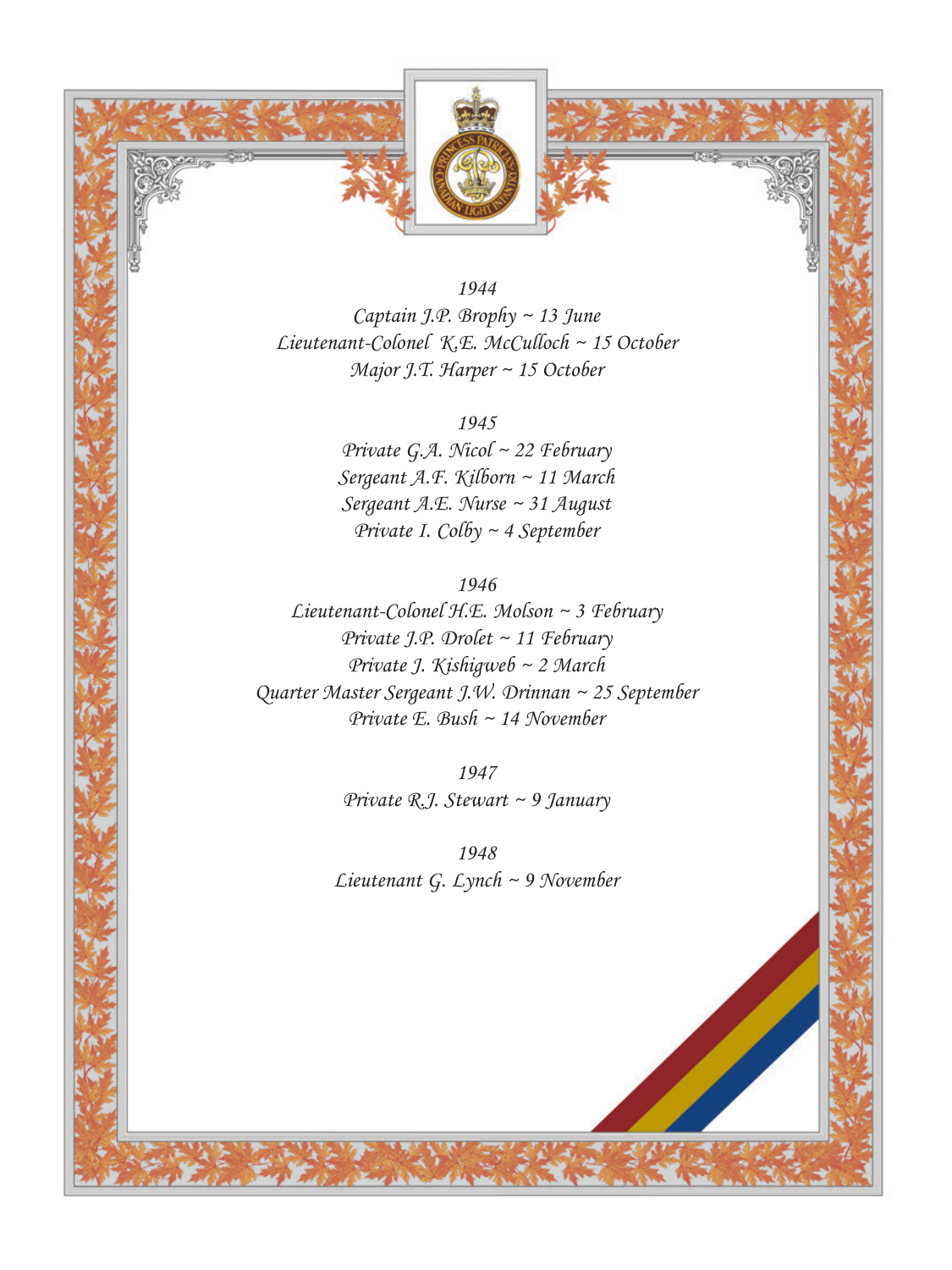*1944*

*Captain J.P. Brophy ~ 13 June*

*Lieutenant-Colonel K.E. McCulloch ~ 15 October*

*Major J.T. Harper ~ 15 October*

*1945*

*Private G.A. Nicol ~ 22 February*

*Sergeant A.F. Kilborn ~ 11 March*

*Sergeant A.E. Nurse ~ 31 August*

*Private I. Colby ~ 4 September*

*1946*

*Lieutenant-Colonel H.E. Molson ~ 3 February*

*Private J.P. Drolet ~ 11 February*

*Private J. Kishigweb ~ 2 March*

*Quarter Master Sergeant J.W. Drinnan ~ 25 September*

*Private E. Bush ~ 14 November*

*1947*

*Private R.J. Stewart ~ 9 January*

*1948*

*Lieutenant G. Lynch ~ 9 November*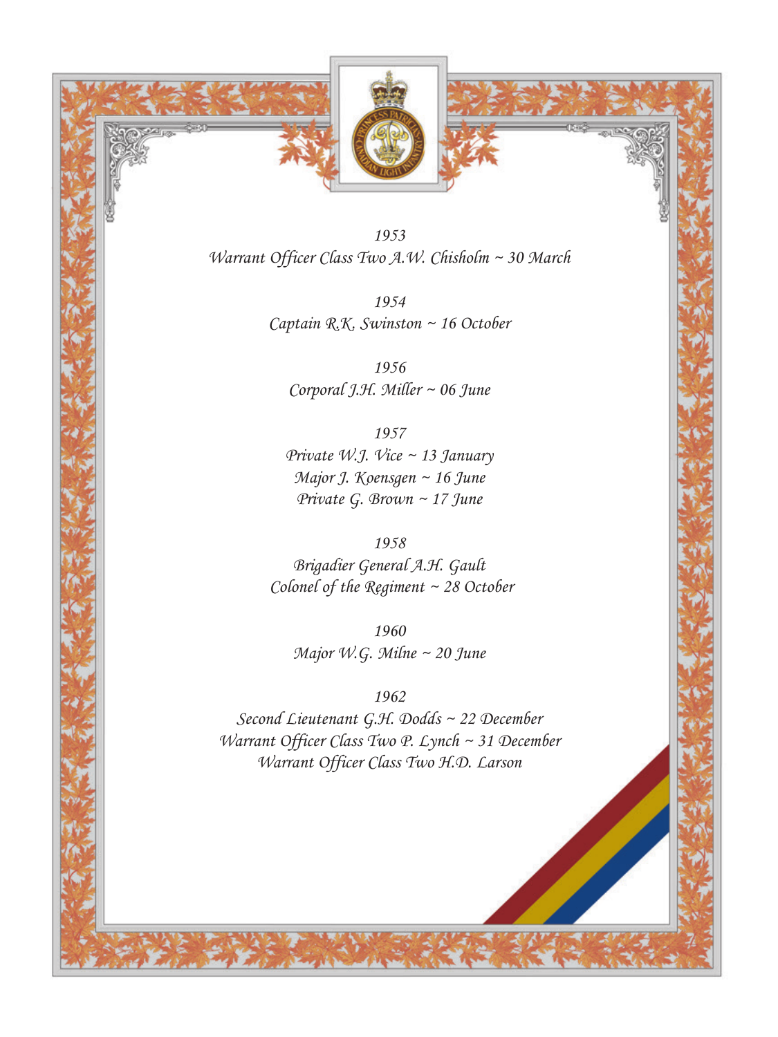*1953*
*Warrant Officer Class Two A.W. Chisholm ~ 30 March*

*1954*
*Captain R.K. Swinston ~ 16 October*

*1956*
*Corporal J.H. Miller ~ 06 June*

*1957*
*Private W.J. Vice ~ 13 January*
*Major J. Koensgen ~ 16 June*
*Private G. Brown ~ 17 June*

*1958*
*Brigadier General A.H. Gault*
*Colonel of the Regiment ~ 28 October*

*1960*
*Major W.G. Milne ~ 20 June*

*1962*
*Second Lieutenant G.H. Dodds ~ 22 December*
*Warrant Officer Class Two P. Lynch ~ 31 December*
*Warrant Officer Class Two H.D. Larson*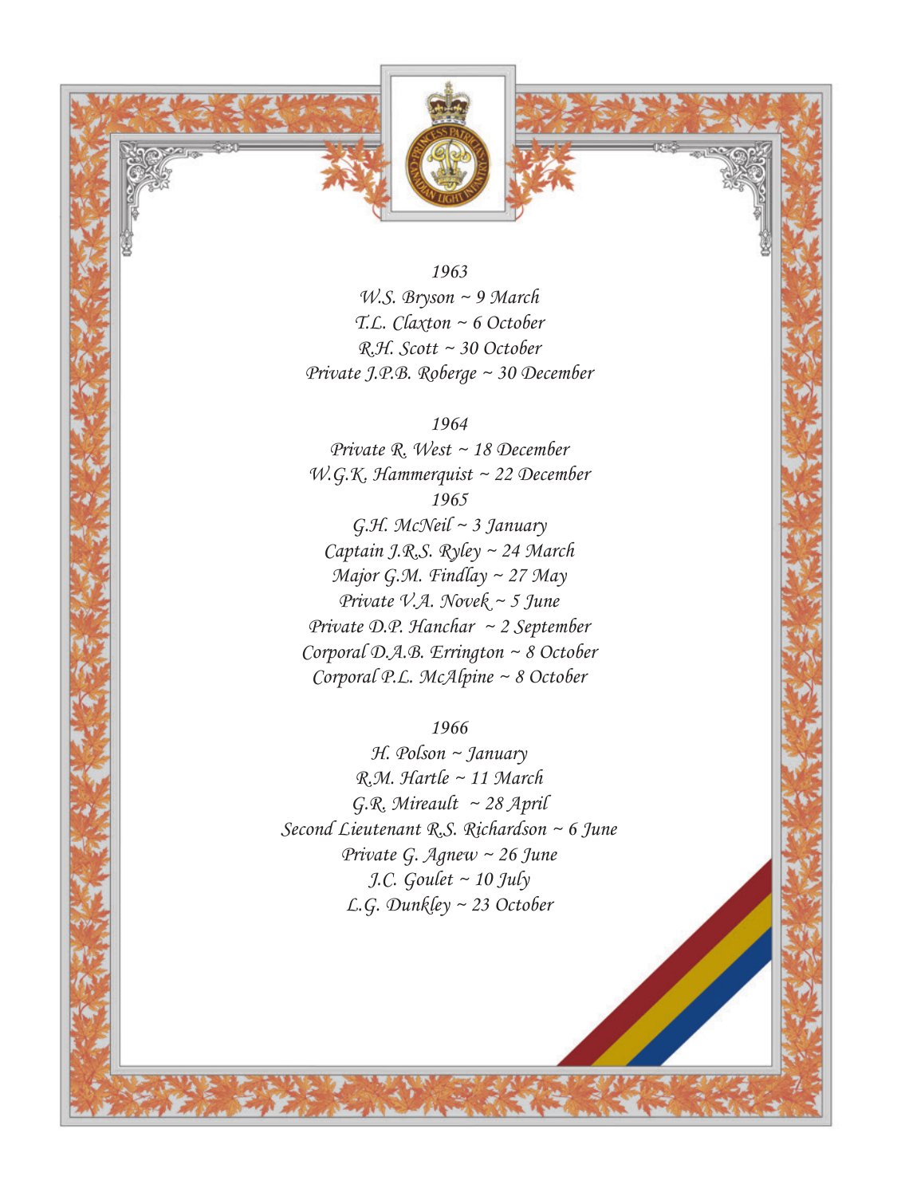*1963*

*W.S. Bryson ~ 9 March*

*T.L. Claxton ~ 6 October*

*R.H. Scott ~ 30 October*

*Private J.P.B. Roberge ~ 30 December*

*1964*

*Private R. West ~ 18 December*

*W.G.K. Hammerquist ~ 22 December*

*1965*

*G.H. McNeil ~ 3 January*

*Captain J.R.S. Ryley ~ 24 March*

*Major G.M. Findlay ~ 27 May*

*Private V.A. Novek ~ 5 June*

*Private D.P. Hanchar ~ 2 September*

*Corporal D.A.B. Errington ~ 8 October*

*Corporal P.L. McAlpine ~ 8 October*

*1966*

*H. Polson ~ January*

*R.M. Hartle ~ 11 March*

*G.R. Mireault ~ 28 April*

*Second Lieutenant R.S. Richardson ~ 6 June*

*Private G. Agnew ~ 26 June*

*J.C. Goulet ~ 10 July*

*L.G. Dunkley ~ 23 October*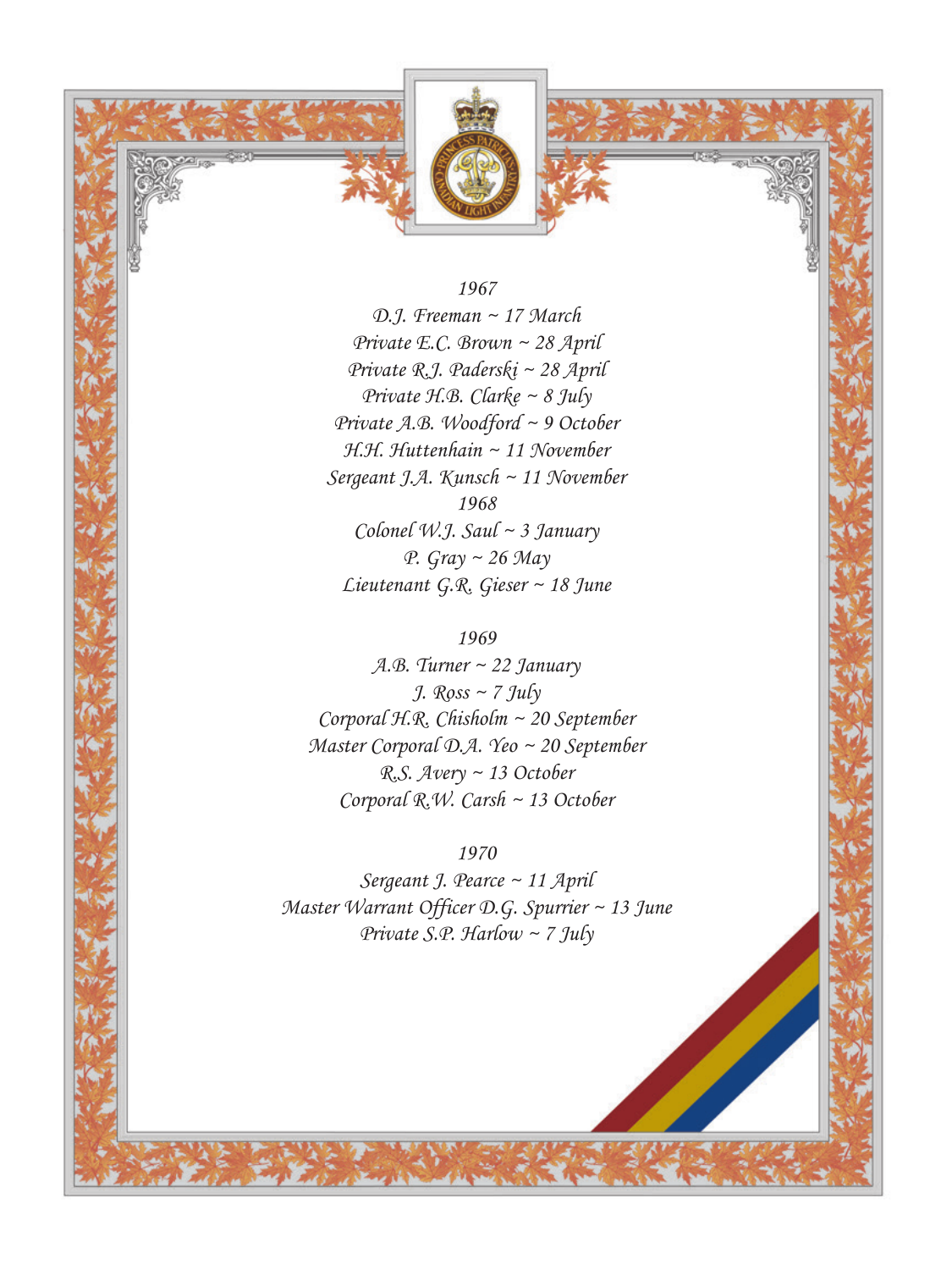1967

D.J. Freeman ~ 17 March
Private E.C. Brown ~ 28 April
Private R.J. Paderski ~ 28 April
Private H.B. Clarke ~ 8 July
Private A.B. Woodford ~ 9 October
H.H. Huttenhain ~ 11 November
Sergeant J.A. Kunsch ~ 11 November

1968

Colonel W.J. Saul ~ 3 January
P. Gray ~ 26 May
Lieutenant G.R. Gieser ~ 18 June

1969

A.B. Turner ~ 22 January
J. Ross ~ 7 July
Corporal H.R. Chisholm ~ 20 September
Master Corporal D.A. Yeo ~ 20 September
R.S. Avery ~ 13 October
Corporal R.W. Carsh ~ 13 October

1970

Sergeant J. Pearce ~ 11 April
Master Warrant Officer D.G. Spurrier ~ 13 June
Private S.P. Harlow ~ 7 July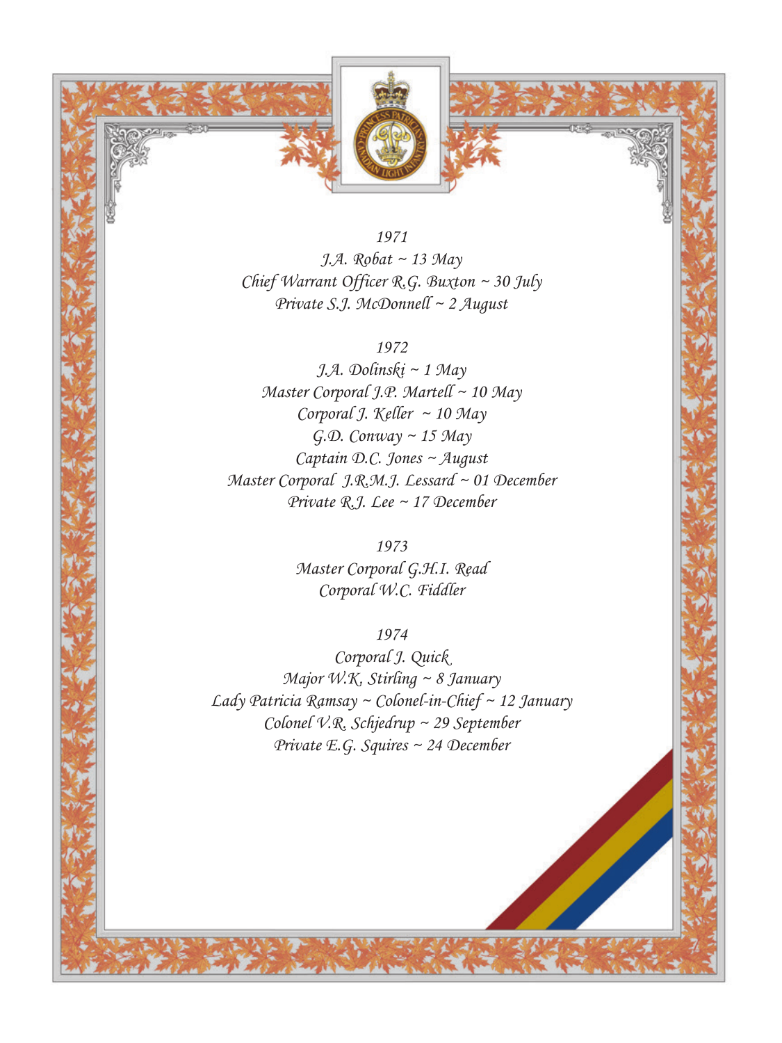*1971*

*J.A. Robat ~ 13 May*

*Chief Warrant Officer R.G. Buxton ~ 30 July*

*Private S.J. McDonnell ~ 2 August*

*1972*

*J.A. Dolinski ~ 1 May*

*Master Corporal J.P. Martell ~ 10 May*

*Corporal J. Keller ~ 10 May*

*G.D. Conway ~ 15 May*

*Captain D.C. Jones ~ August*

*Master Corporal J.R.M.J. Lessard ~ 01 December*

*Private R.J. Lee ~ 17 December*

*1973*

*Master Corporal G.H.I. Read*

*Corporal W.C. Fiddler*

*1974*

*Corporal J. Quick*

*Major W.K. Stirling ~ 8 January*

*Lady Patricia Ramsay ~ Colonel-in-Chief ~ 12 January*

*Colonel V.R. Schjedrup ~ 29 September*

*Private E.G. Squires ~ 24 December*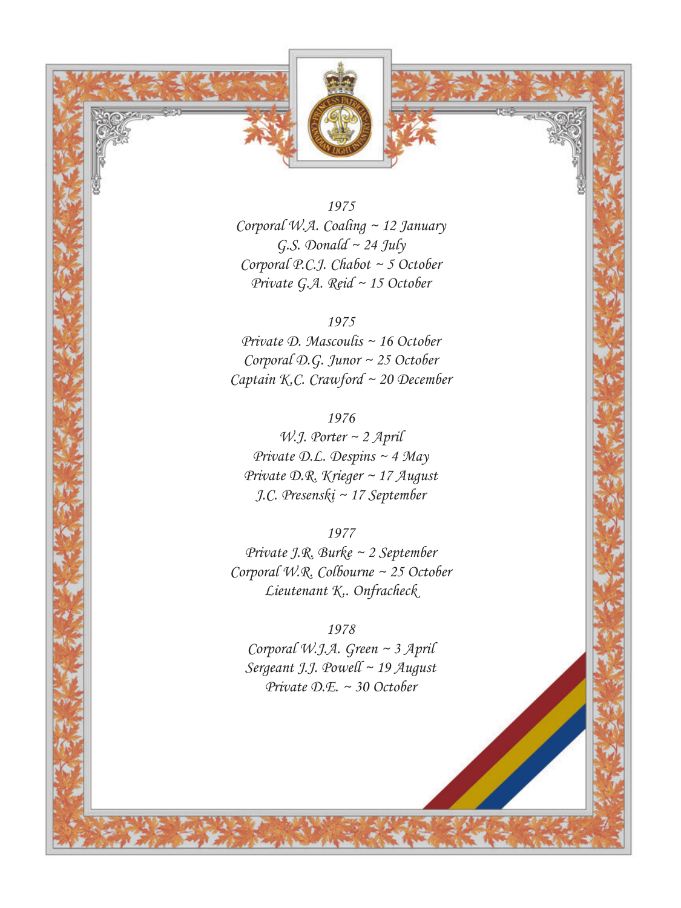*1975*
*Corporal W.A. Coaling ~ 12 January*
*G.S. Donald ~ 24 July*
*Corporal P.C.J. Chabot ~ 5 October*
*Private G.A. Reid ~ 15 October*

*1975*
*Private D. Mascoulis ~ 16 October*
*Corporal D.G. Junor ~ 25 October*
*Captain K.C. Crawford ~ 20 December*

*1976*
*W.J. Porter ~ 2 April*
*Private D.L. Despins ~ 4 May*
*Private D.R. Krieger ~ 17 August*
*J.C. Presenski ~ 17 September*

*1977*
*Private J.R. Burke ~ 2 September*
*Corporal W.R. Colbourne ~ 25 October*
*Lieutenant K.. Onfracheck*

*1978*
*Corporal W.J.A. Green ~ 3 April*
*Sergeant J.J. Powell ~ 19 August*
*Private D.E. ~ 30 October*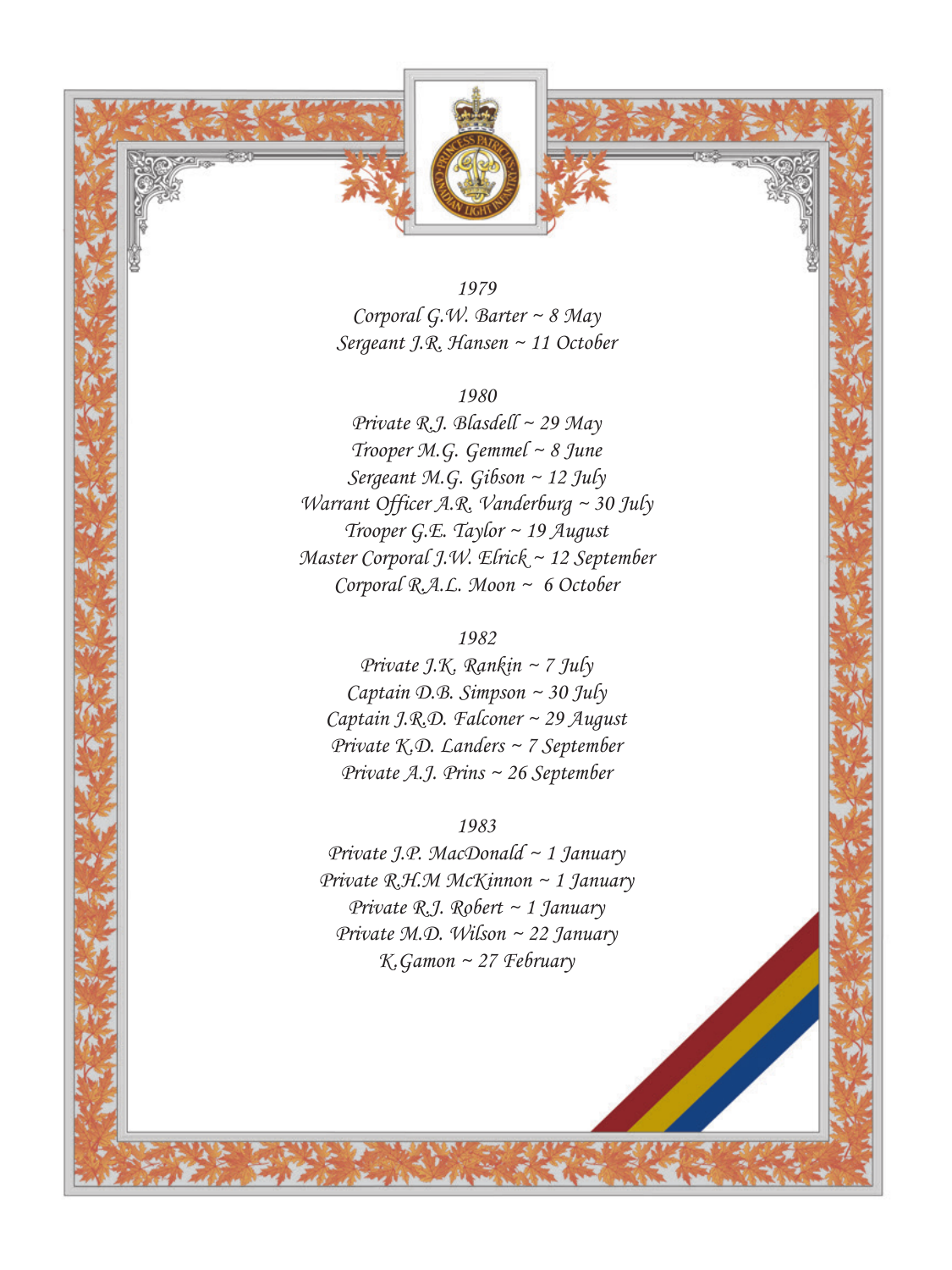*1979*

*Corporal G.W. Barter ~ 8 May*
*Sergeant J.R. Hansen ~ 11 October*

*1980*

*Private R.J. Blasdell ~ 29 May*
*Trooper M.G. Gemmel ~ 8 June*
*Sergeant M.G. Gibson ~ 12 July*
*Warrant Officer A.R. Vanderburg ~ 30 July*
*Trooper G.E. Taylor ~ 19 August*
*Master Corporal J.W. Elrick ~ 12 September*
*Corporal R.A.L. Moon ~ 6 October*

*1982*

*Private J.K. Rankin ~ 7 July*
*Captain D.B. Simpson ~ 30 July*
*Captain J.R.D. Falconer ~ 29 August*
*Private K.D. Landers ~ 7 September*
*Private A.J. Prins ~ 26 September*

*1983*

*Private J.P. MacDonald ~ 1 January*
*Private R.H.M McKinnon ~ 1 January*
*Private R.J. Robert ~ 1 January*
*Private M.D. Wilson ~ 22 January*
*K.Gamon ~ 27 February*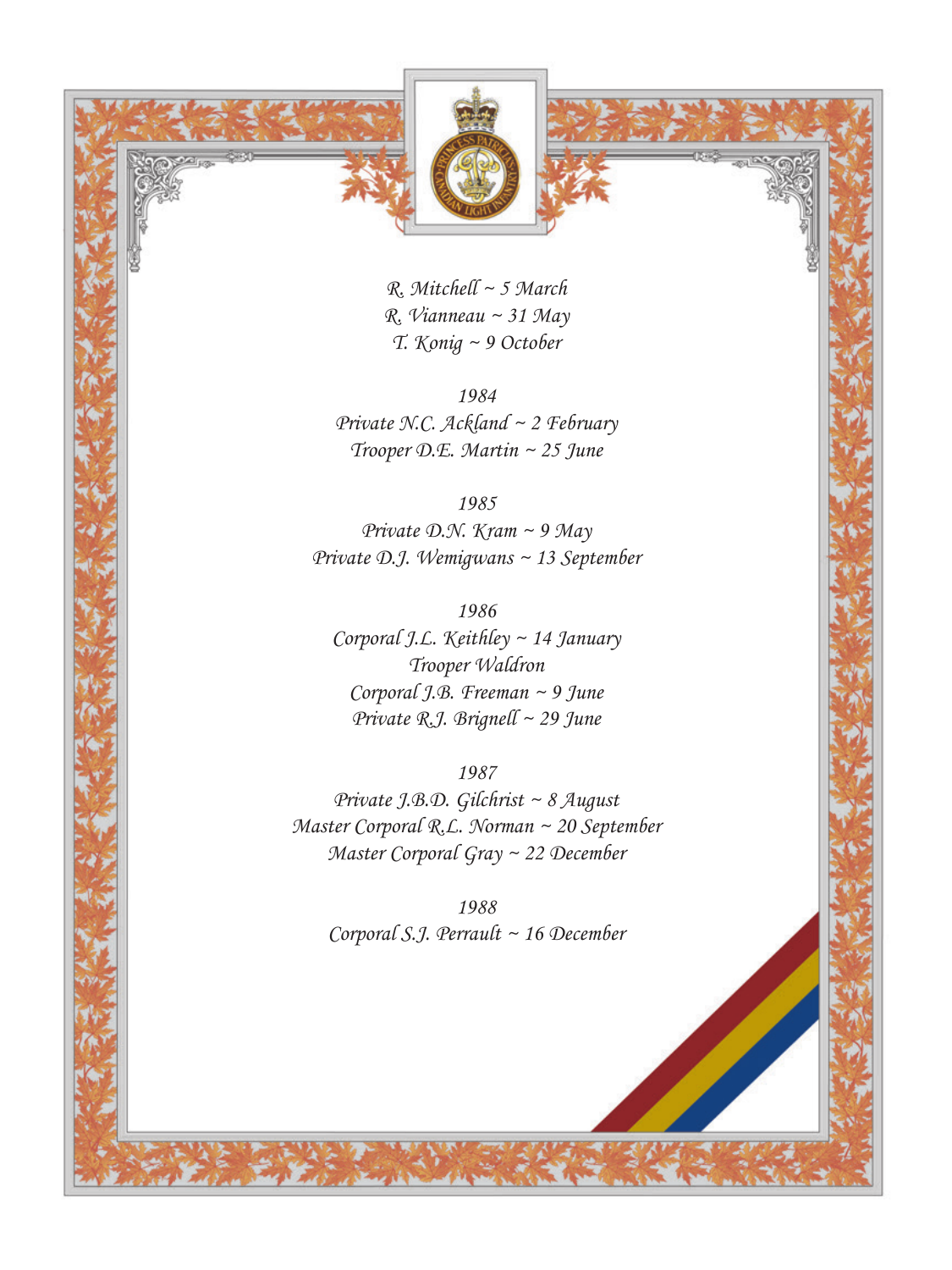*R. Mitchell ~ 5 March*
*R. Vianneau ~ 31 May*
*T. Konig ~ 9 October*

*1984*
*Private N.C. Ackland ~ 2 February*
*Trooper D.E. Martin ~ 25 June*

*1985*
*Private D.N. Kram ~ 9 May*
*Private D.J. Wemigwans ~ 13 September*

*1986*
*Corporal J.L. Keithley ~ 14 January*
*Trooper Waldron*
*Corporal J.B. Freeman ~ 9 June*
*Private R.J. Brignell ~ 29 June*

*1987*
*Private J.B.D. Gilchrist ~ 8 August*
*Master Corporal R.L. Norman ~ 20 September*
*Master Corporal Gray ~ 22 December*

*1988*
*Corporal S.J. Perrault ~ 16 December*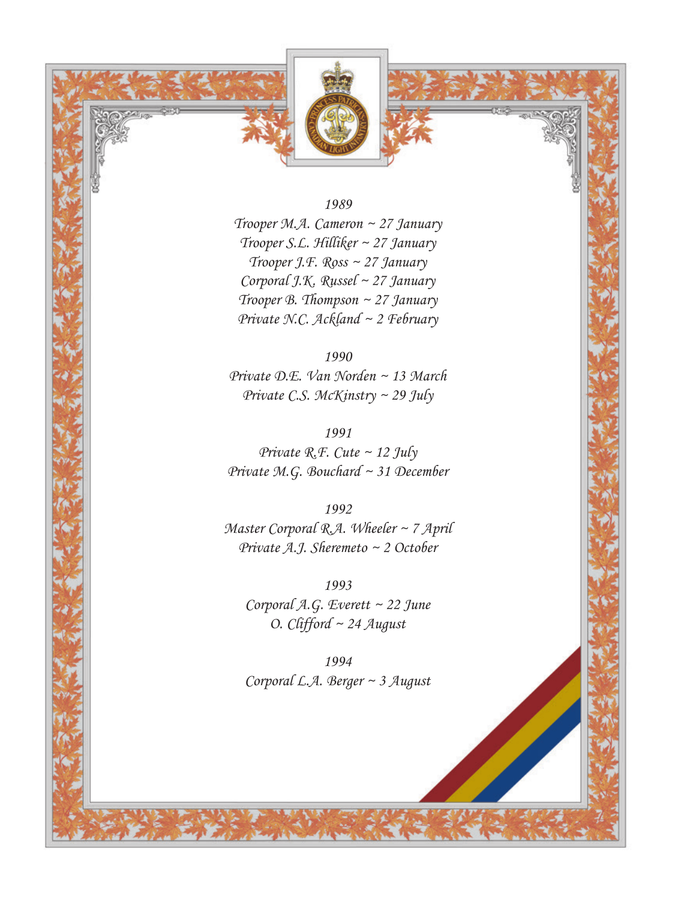*1989*

*Trooper M.A. Cameron ~ 27 January*

*Trooper S.L. Hilliker ~ 27 January*

*Trooper J.F. Ross ~ 27 January*

*Corporal J.K. Russel ~ 27 January*

*Trooper B. Thompson ~ 27 January*

*Private N.C. Ackland ~ 2 February*

*1990*

*Private D.E. Van Norden ~ 13 March*

*Private C.S. McKinstry ~ 29 July*

*1991*

*Private R.F. Cute ~ 12 July*

*Private M.G. Bouchard ~ 31 December*

*1992*

*Master Corporal R.A. Wheeler ~ 7 April*

*Private A.J. Sheremeto ~ 2 October*

*1993*

*Corporal A.G. Everett ~ 22 June*

*O. Clifford ~ 24 August*

*1994*

*Corporal L.A. Berger ~ 3 August*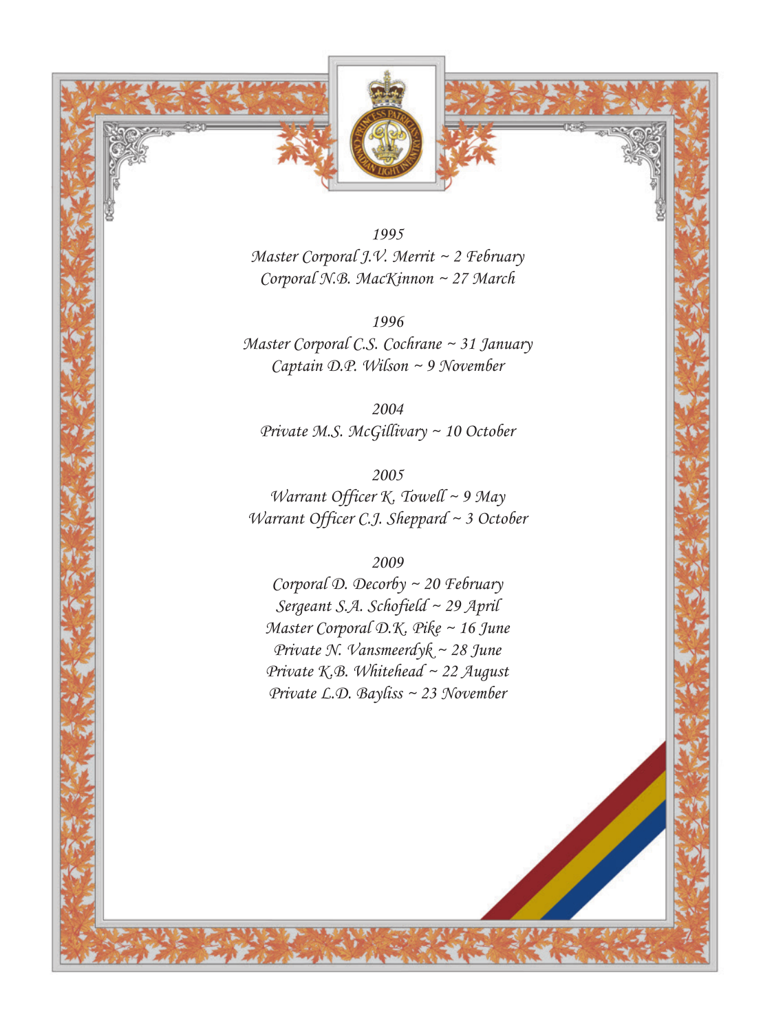*1995*

*Master Corporal J.V. Merrit ~ 2 February*

*Corporal N.B. MacKinnon ~ 27 March*

*1996*

*Master Corporal C.S. Cochrane ~ 31 January*

*Captain D.P. Wilson ~ 9 November*

*2004*

*Private M.S. McGillivary ~ 10 October*

*2005*

*Warrant Officer K. Towell ~ 9 May*

*Warrant Officer C.J. Sheppard ~ 3 October*

*2009*

*Corporal D. Decorby ~ 20 February*

*Sergeant S.A. Schofield ~ 29 April*

*Master Corporal D.K. Pike ~ 16 June*

*Private N. Vansmeerdyk ~ 28 June*

*Private K.B. Whitehead ~ 22 August*

*Private L.D. Bayliss ~ 23 November*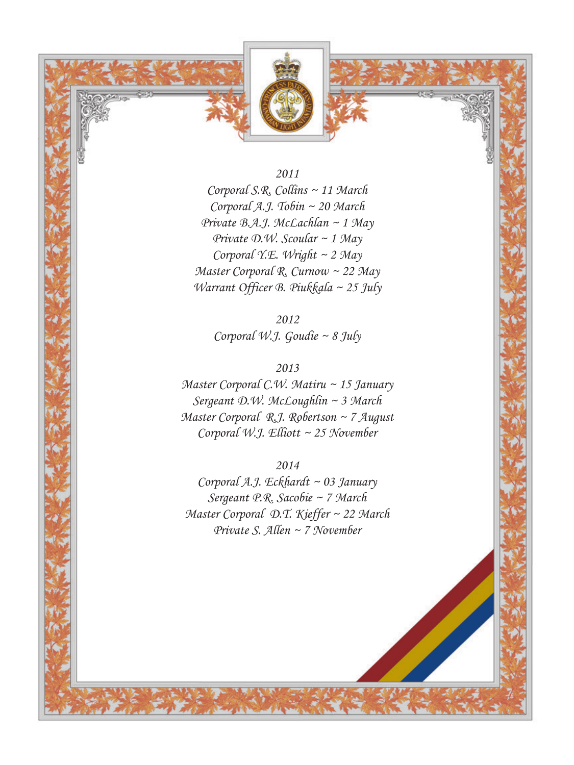*2011*
*Corporal S.R. Collins ~ 11 March*
*Corporal A.J. Tobin ~ 20 March*
*Private B.A.J. McLachlan ~ 1 May*
*Private D.W. Scoular ~ 1 May*
*Corporal Y.E. Wright ~ 2 May*
*Master Corporal R. Curnow ~ 22 May*
*Warrant Officer B. Piukkala ~ 25 July*

*2012*
*Corporal W.J. Goudie ~ 8 July*

*2013*
*Master Corporal C.W. Matiru ~ 15 January*
*Sergeant D.W. McLoughlin ~ 3 March*
*Master Corporal R.J. Robertson ~ 7 August*
*Corporal W.J. Elliott ~ 25 November*

*2014*
*Corporal A.J. Eckhardt ~ 03 January*
*Sergeant P.R. Sacobie ~ 7 March*
*Master Corporal D.T. Kieffer ~ 22 March*
*Private S. Allen ~ 7 November*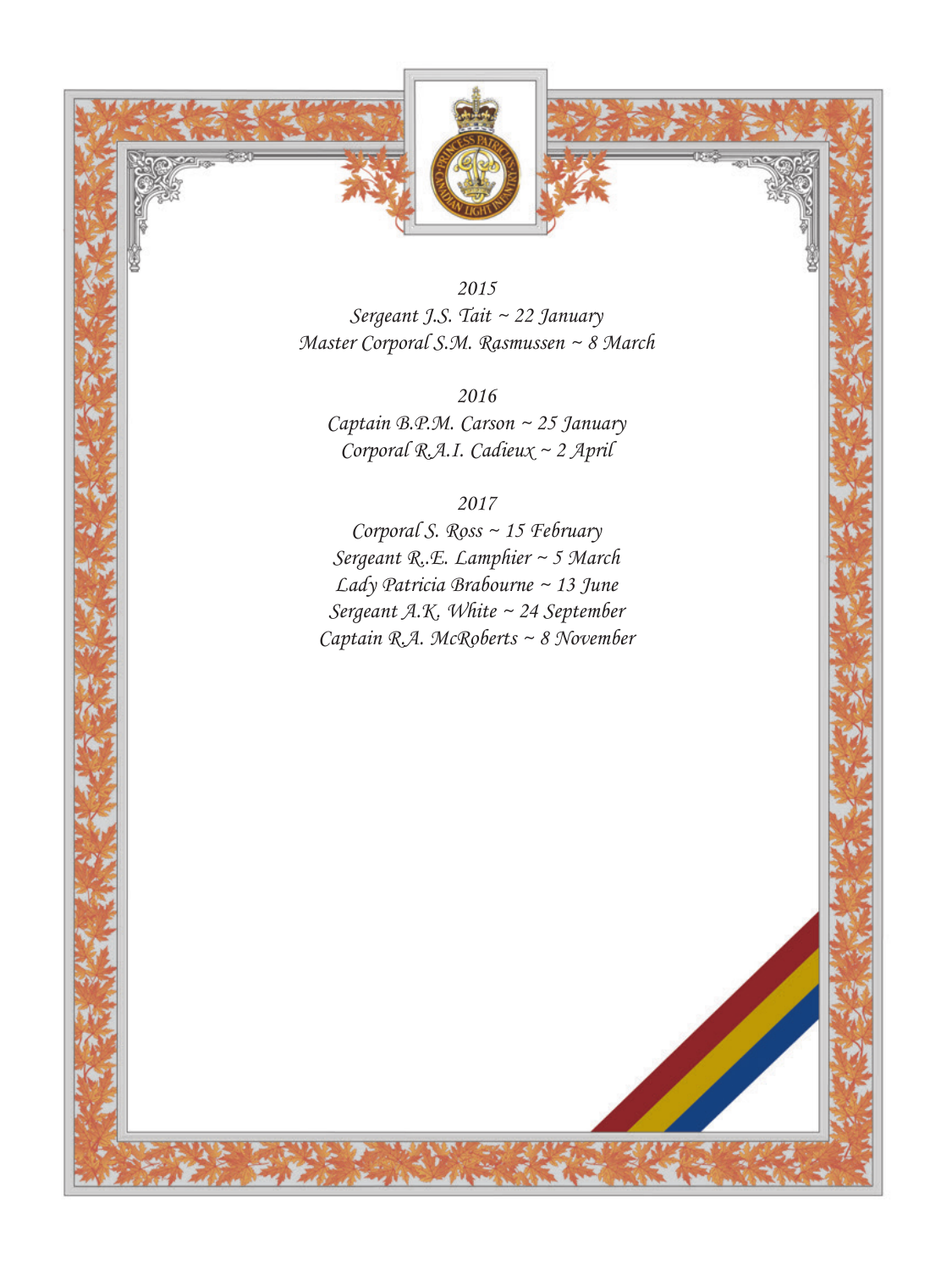*2015*

*Sergeant J.S. Tait ~ 22 January*

*Master Corporal S.M. Rasmussen ~ 8 March*

*2016*

*Captain B.P.M. Carson ~ 25 January*

*Corporal R.A.I. Cadieux ~ 2 April*

*2017*

*Corporal S. Ross ~ 15 February*

*Sergeant R..E. Lamphier ~ 5 March*

*Lady Patricia Brabourne ~ 13 June*

*Sergeant A.K. White ~ 24 September*

*Captain R.A. McRoberts ~ 8 November*